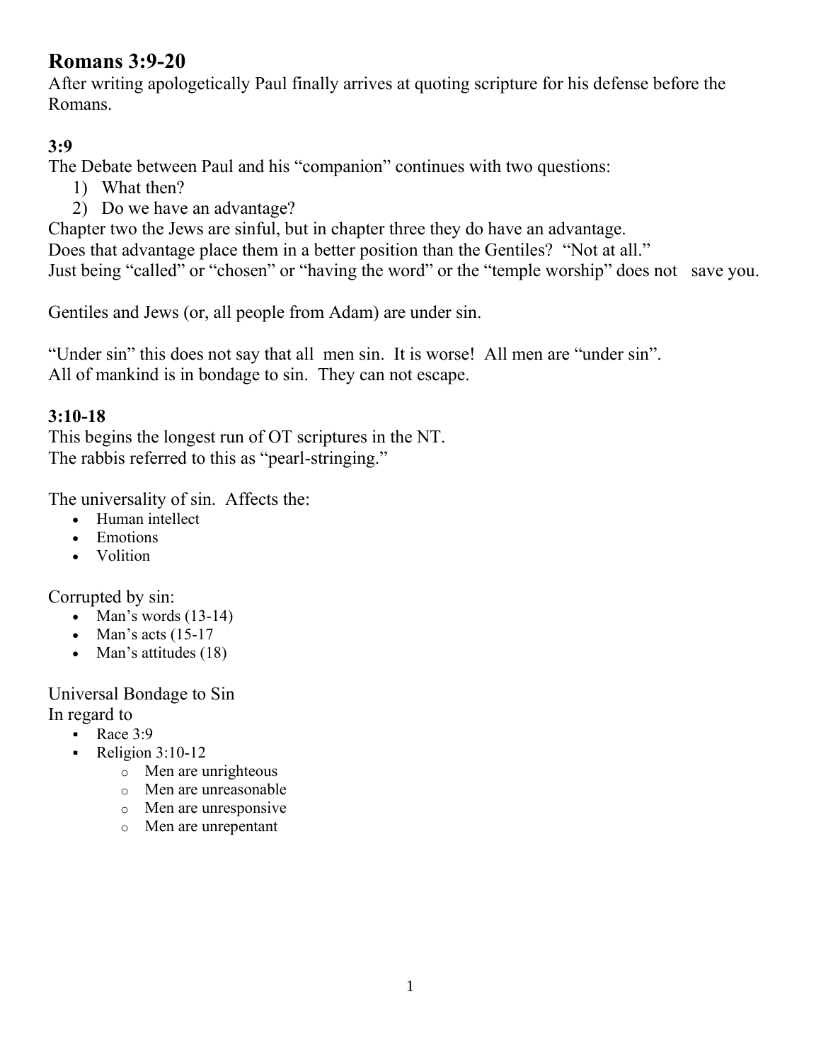# Romans 3:9-20

After writing apologetically Paul finally arrives at quoting scripture for his defense before the Romans.

### 3:9

The Debate between Paul and his "companion" continues with two questions:

1) What then?
2) Do we have an advantage?

Chapter two the Jews are sinful, but in chapter three they do have an advantage.
Does that advantage place them in a better position than the Gentiles? "Not at all."
Just being "called" or "chosen" or "having the word" or the "temple worship" does not save you.

Gentiles and Jews (or, all people from Adam) are under sin.

"Under sin" this does not say that all men sin. It is worse! All men are "under sin".
All of mankind is in bondage to sin. They can not escape.

### 3:10-18

This begins the longest run of OT scriptures in the NT.
The rabbis referred to this as "pearl-stringing."

The universality of sin. Affects the:

- Human intellect
- Emotions
- Volition

Corrupted by sin:

- Man's words (13-14)
- Man's acts (15-17
- Man's attitudes (18)

Universal Bondage to Sin
In regard to

- Race 3:9
- Religion 3:10-12
  - Men are unrighteous
  - Men are unreasonable
  - Men are unresponsive
  - Men are unrepentant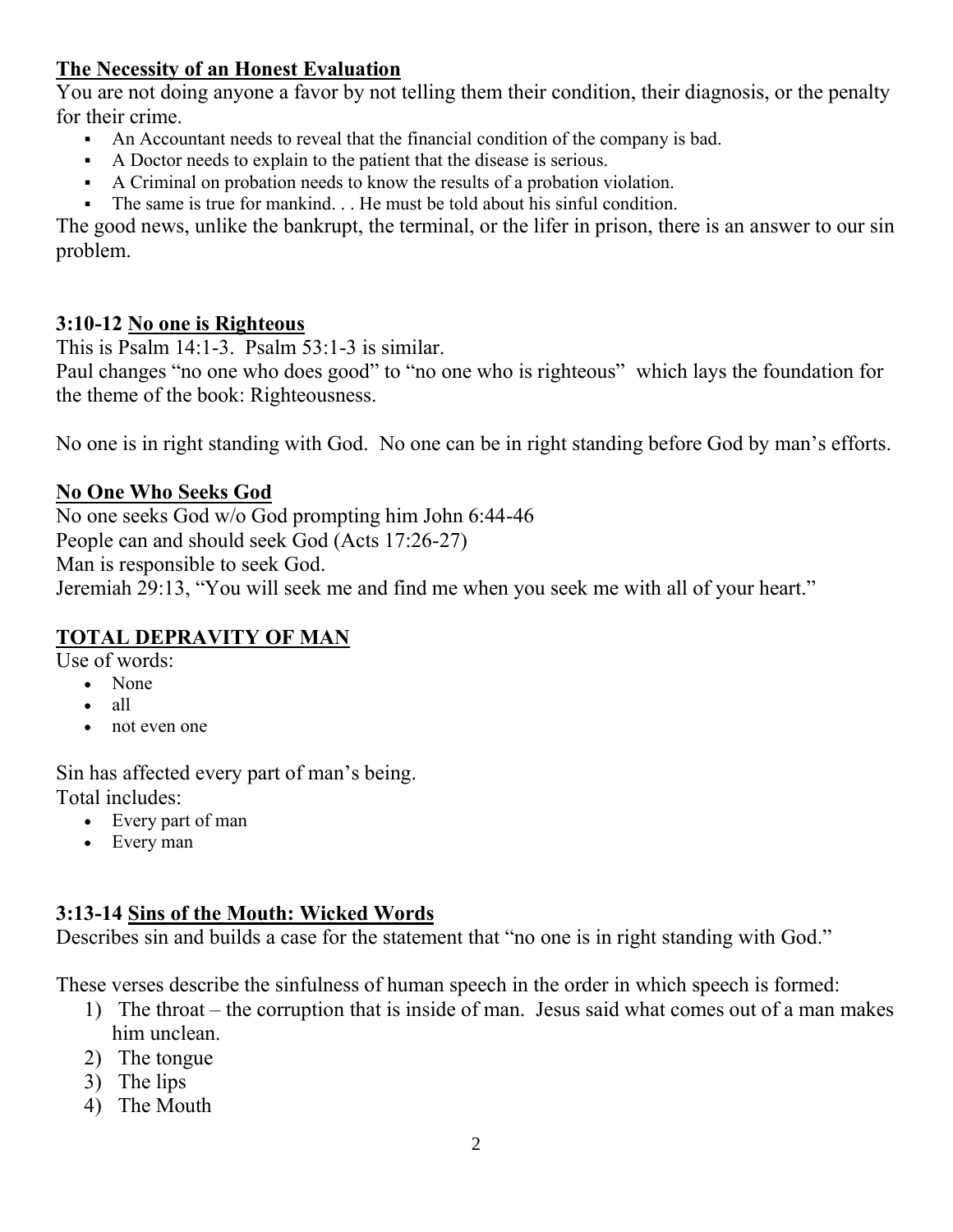**The Necessity of an Honest Evaluation**

You are not doing anyone a favor by not telling them their condition, their diagnosis, or the penalty for their crime.

- An Accountant needs to reveal that the financial condition of the company is bad.
- A Doctor needs to explain to the patient that the disease is serious.
- A Criminal on probation needs to know the results of a probation violation.
- The same is true for mankind. . . He must be told about his sinful condition.

The good news, unlike the bankrupt, the terminal, or the lifer in prison, there is an answer to our sin problem.

**3:10-12 No one is Righteous**

This is Psalm 14:1-3. Psalm 53:1-3 is similar.
Paul changes "no one who does good" to "no one who is righteous" which lays the foundation for the theme of the book: Righteousness.

No one is in right standing with God. No one can be in right standing before God by man's efforts.

**No One Who Seeks God**

No one seeks God w/o God prompting him John 6:44-46
People can and should seek God (Acts 17:26-27)
Man is responsible to seek God.
Jeremiah 29:13, "You will seek me and find me when you seek me with all of your heart."

**TOTAL DEPRAVITY OF MAN**

Use of words:

- None
- all
- not even one

Sin has affected every part of man's being.
Total includes:

- Every part of man
- Every man

**3:13-14 Sins of the Mouth: Wicked Words**

Describes sin and builds a case for the statement that "no one is in right standing with God."

These verses describe the sinfulness of human speech in the order in which speech is formed:

1) The throat – the corruption that is inside of man. Jesus said what comes out of a man makes him unclean.
2) The tongue
3) The lips
4) The Mouth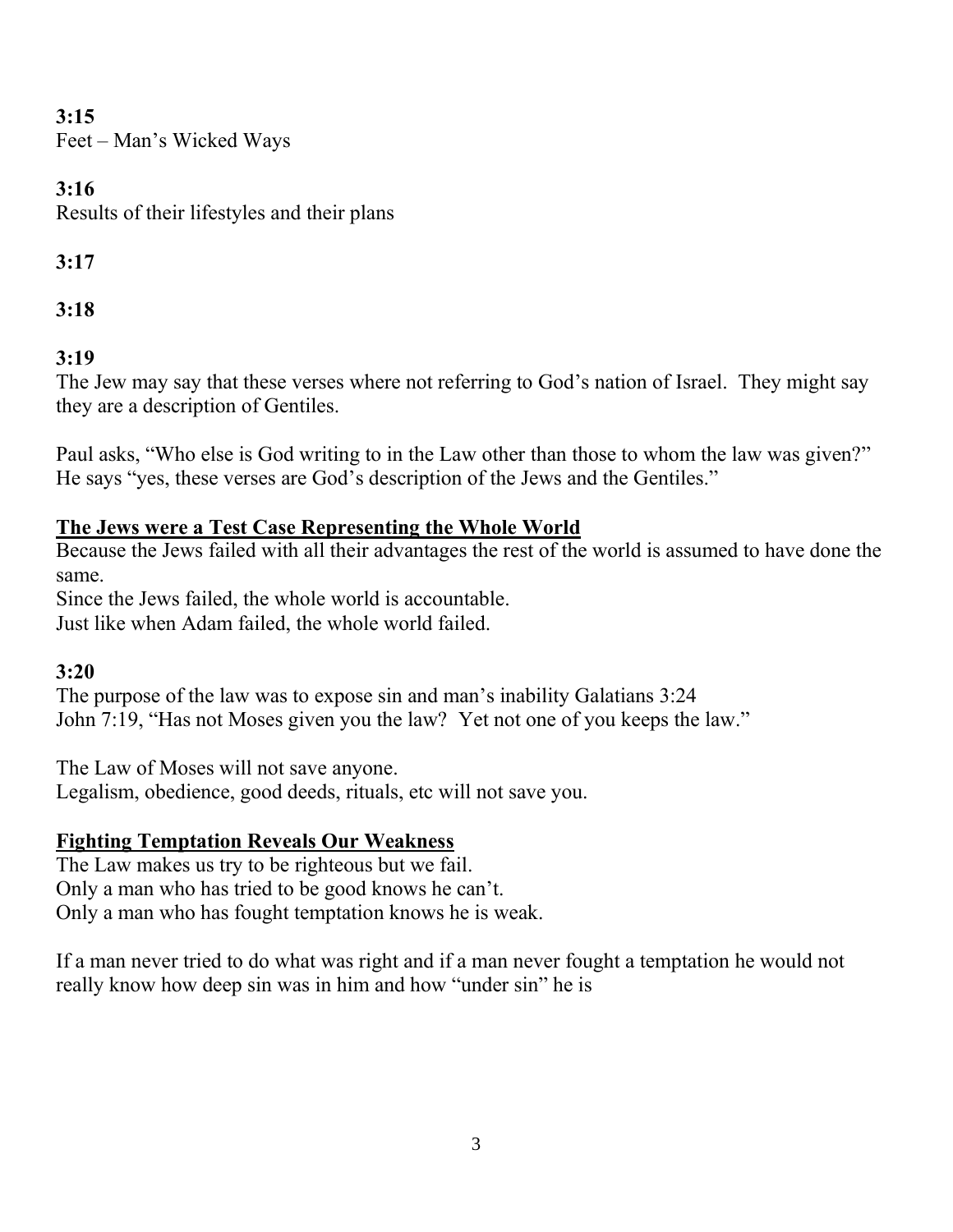**3:15**
Feet – Man's Wicked Ways

**3:16**
Results of their lifestyles and their plans

**3:17**

**3:18**

**3:19**
The Jew may say that these verses where not referring to God's nation of Israel. They might say they are a description of Gentiles.

Paul asks, "Who else is God writing to in the Law other than those to whom the law was given?" He says "yes, these verses are God's description of the Jews and the Gentiles."

**<u>The Jews were a Test Case Representing the Whole World</u>**
Because the Jews failed with all their advantages the rest of the world is assumed to have done the same.
Since the Jews failed, the whole world is accountable.
Just like when Adam failed, the whole world failed.

**3:20**
The purpose of the law was to expose sin and man's inability Galatians 3:24
John 7:19, "Has not Moses given you the law? Yet not one of you keeps the law."

The Law of Moses will not save anyone.
Legalism, obedience, good deeds, rituals, etc will not save you.

**<u>Fighting Temptation Reveals Our Weakness</u>**
The Law makes us try to be righteous but we fail.
Only a man who has tried to be good knows he can't.
Only a man who has fought temptation knows he is weak.

If a man never tried to do what was right and if a man never fought a temptation he would not really know how deep sin was in him and how "under sin" he is